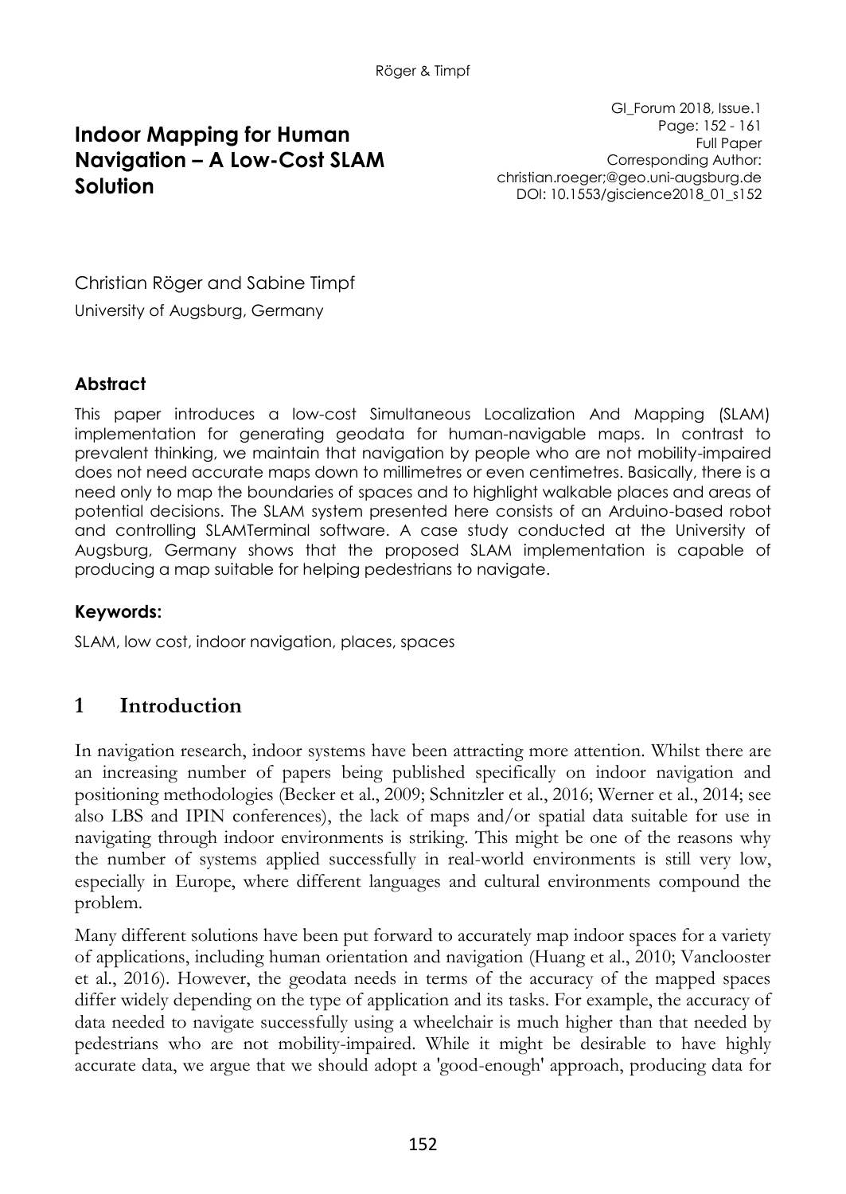# Indoor Mapping for Human Navigation – A Low-Cost SLAM Solution

GI_Forum 2018, Issue.1
Page: 152 - 161
Full Paper
Corresponding Author:
christian.roeger;@geo.uni-augsburg.de
DOI: 10.1553/giscience2018_01_s152

Christian Röger and Sabine Timpf

University of Augsburg, Germany

### Abstract

This paper introduces a low-cost Simultaneous Localization And Mapping (SLAM) implementation for generating geodata for human-navigable maps. In contrast to prevalent thinking, we maintain that navigation by people who are not mobility-impaired does not need accurate maps down to millimetres or even centimetres. Basically, there is a need only to map the boundaries of spaces and to highlight walkable places and areas of potential decisions. The SLAM system presented here consists of an Arduino-based robot and controlling SLAMTerminal software. A case study conducted at the University of Augsburg, Germany shows that the proposed SLAM implementation is capable of producing a map suitable for helping pedestrians to navigate.

### Keywords:

SLAM, low cost, indoor navigation, places, spaces

## 1 Introduction

In navigation research, indoor systems have been attracting more attention. Whilst there are an increasing number of papers being published specifically on indoor navigation and positioning methodologies (Becker et al., 2009; Schnitzler et al., 2016; Werner et al., 2014; see also LBS and IPIN conferences), the lack of maps and/or spatial data suitable for use in navigating through indoor environments is striking. This might be one of the reasons why the number of systems applied successfully in real-world environments is still very low, especially in Europe, where different languages and cultural environments compound the problem.

Many different solutions have been put forward to accurately map indoor spaces for a variety of applications, including human orientation and navigation (Huang et al., 2010; Vanclooster et al., 2016). However, the geodata needs in terms of the accuracy of the mapped spaces differ widely depending on the type of application and its tasks. For example, the accuracy of data needed to navigate successfully using a wheelchair is much higher than that needed by pedestrians who are not mobility-impaired. While it might be desirable to have highly accurate data, we argue that we should adopt a 'good-enough' approach, producing data for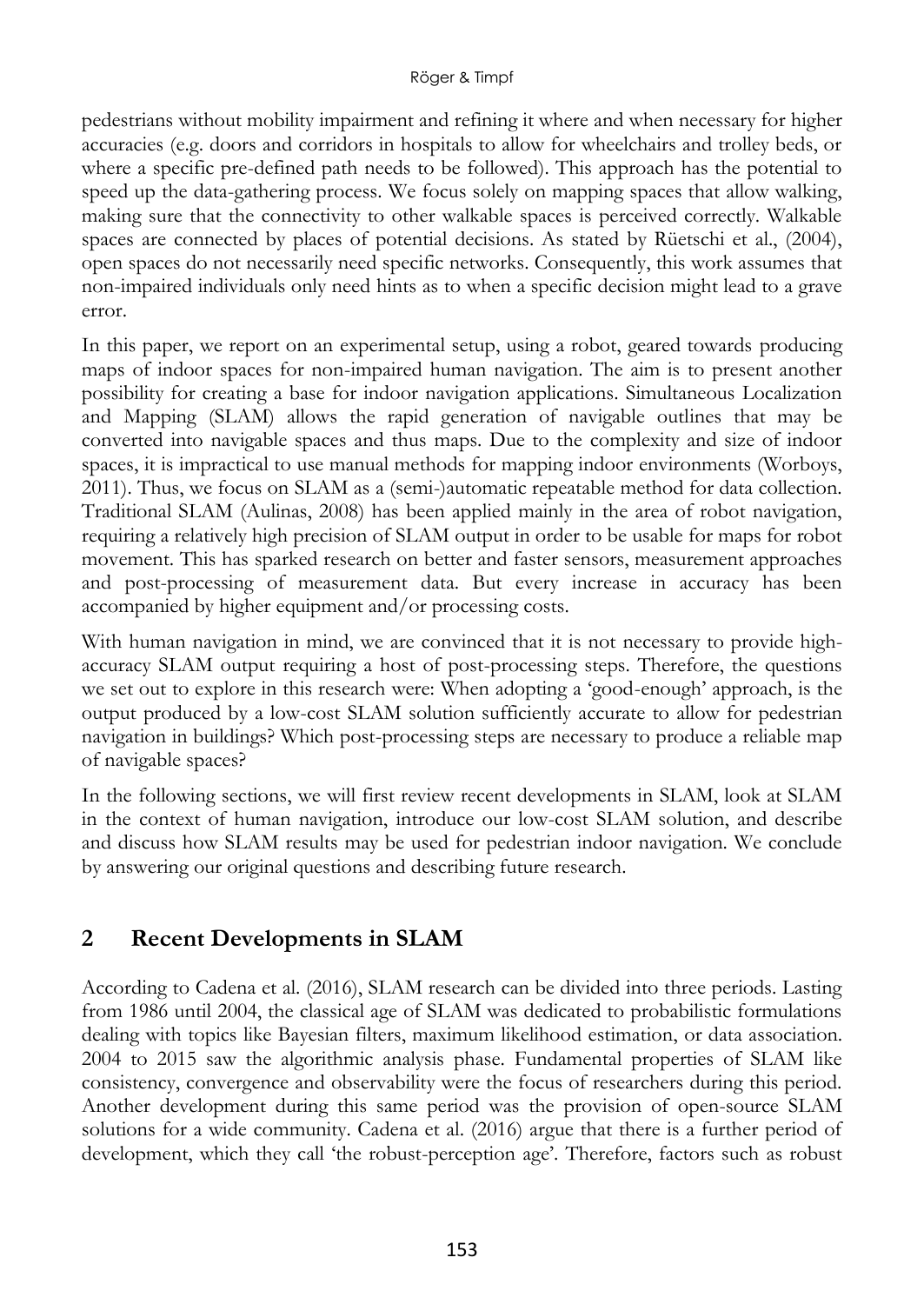pedestrians without mobility impairment and refining it where and when necessary for higher accuracies (e.g. doors and corridors in hospitals to allow for wheelchairs and trolley beds, or where a specific pre-defined path needs to be followed). This approach has the potential to speed up the data-gathering process. We focus solely on mapping spaces that allow walking, making sure that the connectivity to other walkable spaces is perceived correctly. Walkable spaces are connected by places of potential decisions. As stated by Rüetschi et al., (2004), open spaces do not necessarily need specific networks. Consequently, this work assumes that non-impaired individuals only need hints as to when a specific decision might lead to a grave error.

In this paper, we report on an experimental setup, using a robot, geared towards producing maps of indoor spaces for non-impaired human navigation. The aim is to present another possibility for creating a base for indoor navigation applications. Simultaneous Localization and Mapping (SLAM) allows the rapid generation of navigable outlines that may be converted into navigable spaces and thus maps. Due to the complexity and size of indoor spaces, it is impractical to use manual methods for mapping indoor environments (Worboys, 2011). Thus, we focus on SLAM as a (semi-)automatic repeatable method for data collection. Traditional SLAM (Aulinas, 2008) has been applied mainly in the area of robot navigation, requiring a relatively high precision of SLAM output in order to be usable for maps for robot movement. This has sparked research on better and faster sensors, measurement approaches and post-processing of measurement data. But every increase in accuracy has been accompanied by higher equipment and/or processing costs.

With human navigation in mind, we are convinced that it is not necessary to provide high-accuracy SLAM output requiring a host of post-processing steps. Therefore, the questions we set out to explore in this research were: When adopting a 'good-enough' approach, is the output produced by a low-cost SLAM solution sufficiently accurate to allow for pedestrian navigation in buildings? Which post-processing steps are necessary to produce a reliable map of navigable spaces?

In the following sections, we will first review recent developments in SLAM, look at SLAM in the context of human navigation, introduce our low-cost SLAM solution, and describe and discuss how SLAM results may be used for pedestrian indoor navigation. We conclude by answering our original questions and describing future research.

## 2 Recent Developments in SLAM

According to Cadena et al. (2016), SLAM research can be divided into three periods. Lasting from 1986 until 2004, the classical age of SLAM was dedicated to probabilistic formulations dealing with topics like Bayesian filters, maximum likelihood estimation, or data association. 2004 to 2015 saw the algorithmic analysis phase. Fundamental properties of SLAM like consistency, convergence and observability were the focus of researchers during this period. Another development during this same period was the provision of open-source SLAM solutions for a wide community. Cadena et al. (2016) argue that there is a further period of development, which they call 'the robust-perception age'. Therefore, factors such as robust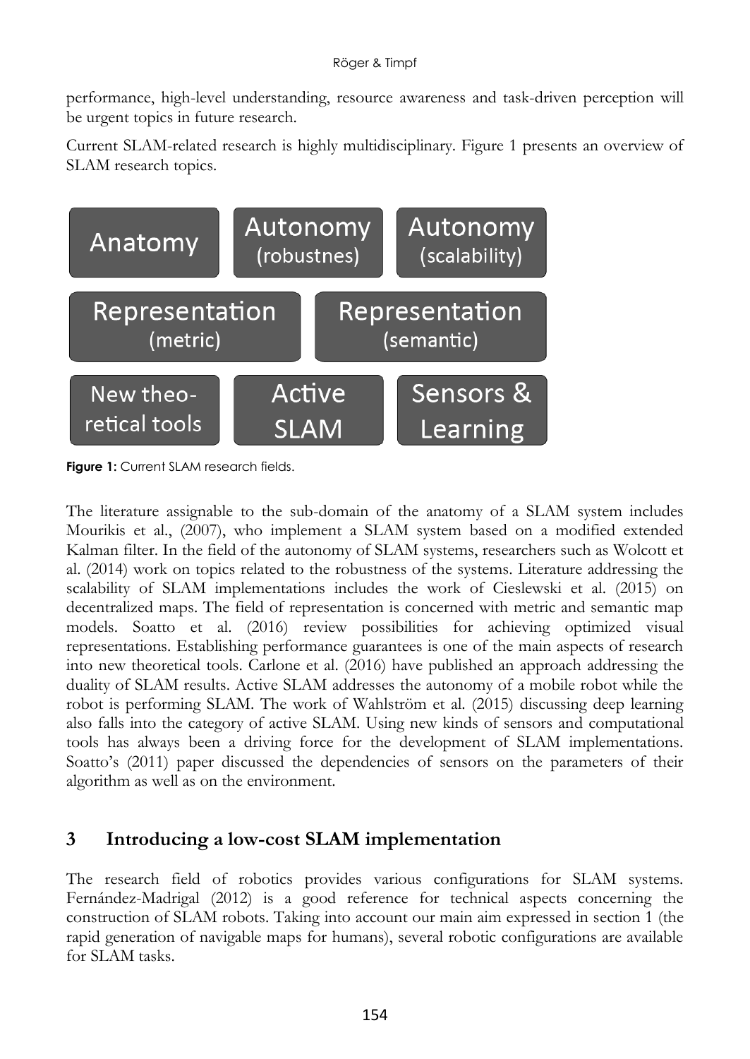performance, high-level understanding, resource awareness and task-driven perception will be urgent topics in future research.

Current SLAM-related research is highly multidisciplinary. Figure 1 presents an overview of SLAM research topics.

| Anatomy | Autonomy (robustnes) | Autonomy (scalability) |
|---|---|---|
| Representation (metric) | Representation (semantic) | |
| New theo-retical tools | Active SLAM | Sensors & Learning |

**Figure 1:** Current SLAM research fields.

The literature assignable to the sub-domain of the anatomy of a SLAM system includes Mourikis et al., (2007), who implement a SLAM system based on a modified extended Kalman filter. In the field of the autonomy of SLAM systems, researchers such as Wolcott et al. (2014) work on topics related to the robustness of the systems. Literature addressing the scalability of SLAM implementations includes the work of Cieslewski et al. (2015) on decentralized maps. The field of representation is concerned with metric and semantic map models. Soatto et al. (2016) review possibilities for achieving optimized visual representations. Establishing performance guarantees is one of the main aspects of research into new theoretical tools. Carlone et al. (2016) have published an approach addressing the duality of SLAM results. Active SLAM addresses the autonomy of a mobile robot while the robot is performing SLAM. The work of Wahlström et al. (2015) discussing deep learning also falls into the category of active SLAM. Using new kinds of sensors and computational tools has always been a driving force for the development of SLAM implementations. Soatto's (2011) paper discussed the dependencies of sensors on the parameters of their algorithm as well as on the environment.

## 3 Introducing a low-cost SLAM implementation

The research field of robotics provides various configurations for SLAM systems. Fernández-Madrigal (2012) is a good reference for technical aspects concerning the construction of SLAM robots. Taking into account our main aim expressed in section 1 (the rapid generation of navigable maps for humans), several robotic configurations are available for SLAM tasks.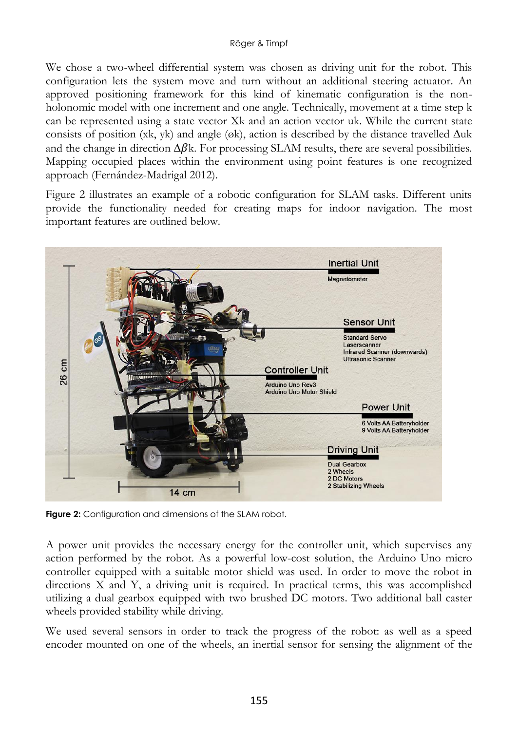We chose a two-wheel differential system was chosen as driving unit for the robot. This configuration lets the system move and turn without an additional steering actuator. An approved positioning framework for this kind of kinematic configuration is the non-holonomic model with one increment and one angle. Technically, movement at a time step k can be represented using a state vector Xk and an action vector uk. While the current state consists of position (xk, yk) and angle (øk), action is described by the distance travelled Δuk and the change in direction $\Delta\beta$k. For processing SLAM results, there are several possibilities. Mapping occupied places within the environment using point features is one recognized approach (Fernández-Madrigal 2012).

Figure 2 illustrates an example of a robotic configuration for SLAM tasks. Different units provide the functionality needed for creating maps for indoor navigation. The most important features are outlined below.

**Figure 2:** Configuration and dimensions of the SLAM robot.

A power unit provides the necessary energy for the controller unit, which supervises any action performed by the robot. As a powerful low-cost solution, the Arduino Uno micro controller equipped with a suitable motor shield was used. In order to move the robot in directions X and Y, a driving unit is required. In practical terms, this was accomplished utilizing a dual gearbox equipped with two brushed DC motors. Two additional ball caster wheels provided stability while driving.

We used several sensors in order to track the progress of the robot: as well as a speed encoder mounted on one of the wheels, an inertial sensor for sensing the alignment of the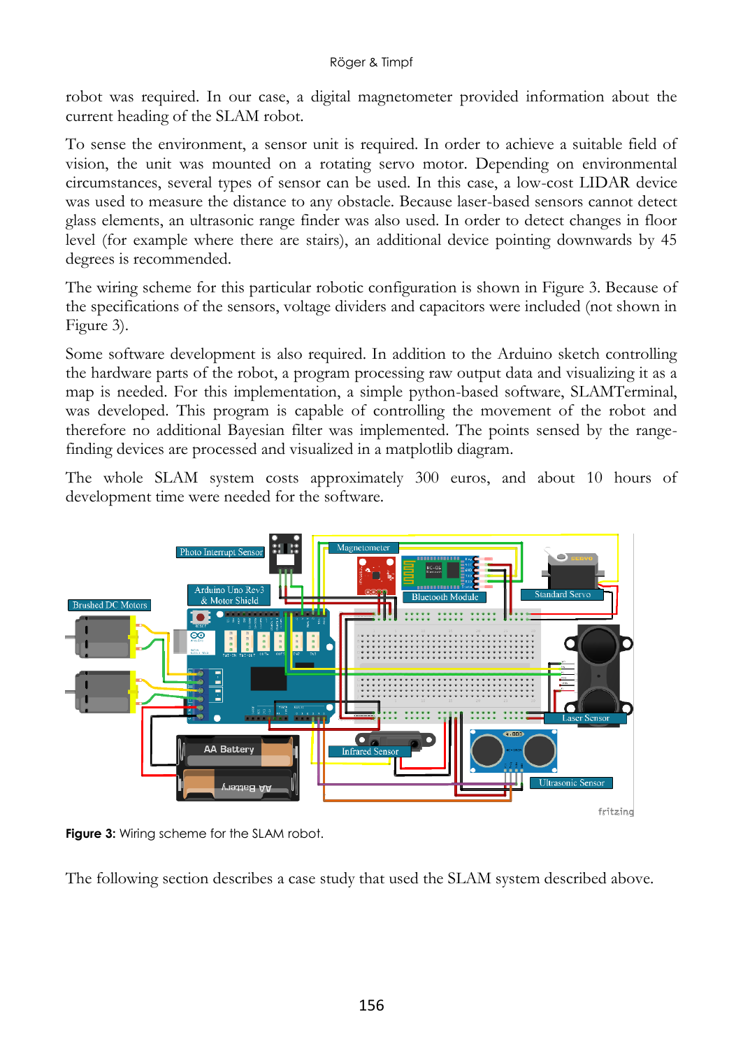robot was required. In our case, a digital magnetometer provided information about the current heading of the SLAM robot.

To sense the environment, a sensor unit is required. In order to achieve a suitable field of vision, the unit was mounted on a rotating servo motor. Depending on environmental circumstances, several types of sensor can be used. In this case, a low-cost LIDAR device was used to measure the distance to any obstacle. Because laser-based sensors cannot detect glass elements, an ultrasonic range finder was also used. In order to detect changes in floor level (for example where there are stairs), an additional device pointing downwards by 45 degrees is recommended.

The wiring scheme for this particular robotic configuration is shown in Figure 3. Because of the specifications of the sensors, voltage dividers and capacitors were included (not shown in Figure 3).

Some software development is also required. In addition to the Arduino sketch controlling the hardware parts of the robot, a program processing raw output data and visualizing it as a map is needed. For this implementation, a simple python-based software, SLAMTerminal, was developed. This program is capable of controlling the movement of the robot and therefore no additional Bayesian filter was implemented. The points sensed by the range-finding devices are processed and visualized in a matplotlib diagram.

The whole SLAM system costs approximately 300 euros, and about 10 hours of development time were needed for the software.

**Figure 3:** Wiring scheme for the SLAM robot.

The following section describes a case study that used the SLAM system described above.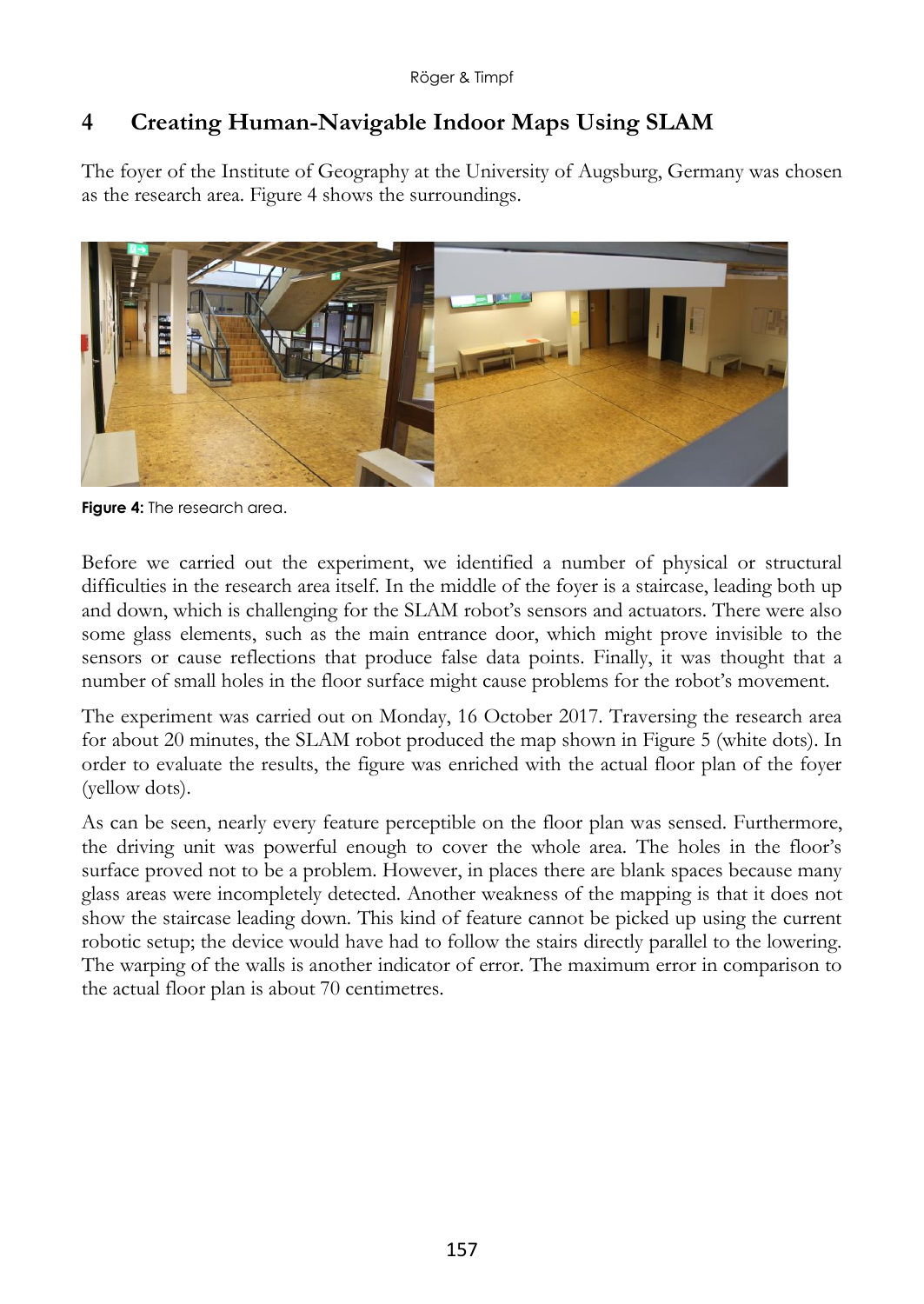## 4 Creating Human-Navigable Indoor Maps Using SLAM

The foyer of the Institute of Geography at the University of Augsburg, Germany was chosen as the research area. Figure 4 shows the surroundings.

**Figure 4:** The research area.

Before we carried out the experiment, we identified a number of physical or structural difficulties in the research area itself. In the middle of the foyer is a staircase, leading both up and down, which is challenging for the SLAM robot's sensors and actuators. There were also some glass elements, such as the main entrance door, which might prove invisible to the sensors or cause reflections that produce false data points. Finally, it was thought that a number of small holes in the floor surface might cause problems for the robot's movement.

The experiment was carried out on Monday, 16 October 2017. Traversing the research area for about 20 minutes, the SLAM robot produced the map shown in Figure 5 (white dots). In order to evaluate the results, the figure was enriched with the actual floor plan of the foyer (yellow dots).

As can be seen, nearly every feature perceptible on the floor plan was sensed. Furthermore, the driving unit was powerful enough to cover the whole area. The holes in the floor's surface proved not to be a problem. However, in places there are blank spaces because many glass areas were incompletely detected. Another weakness of the mapping is that it does not show the staircase leading down. This kind of feature cannot be picked up using the current robotic setup; the device would have had to follow the stairs directly parallel to the lowering. The warping of the walls is another indicator of error. The maximum error in comparison to the actual floor plan is about 70 centimetres.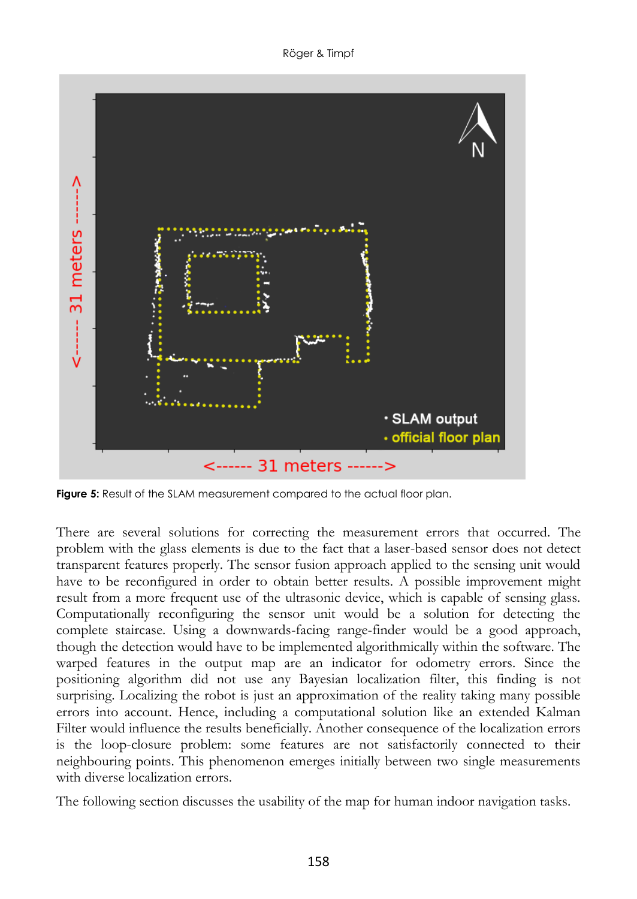**Figure 5:** Result of the SLAM measurement compared to the actual floor plan.

There are several solutions for correcting the measurement errors that occurred. The problem with the glass elements is due to the fact that a laser-based sensor does not detect transparent features properly. The sensor fusion approach applied to the sensing unit would have to be reconfigured in order to obtain better results. A possible improvement might result from a more frequent use of the ultrasonic device, which is capable of sensing glass. Computationally reconfiguring the sensor unit would be a solution for detecting the complete staircase. Using a downwards-facing range-finder would be a good approach, though the detection would have to be implemented algorithmically within the software. The warped features in the output map are an indicator for odometry errors. Since the positioning algorithm did not use any Bayesian localization filter, this finding is not surprising. Localizing the robot is just an approximation of the reality taking many possible errors into account. Hence, including a computational solution like an extended Kalman Filter would influence the results beneficially. Another consequence of the localization errors is the loop-closure problem: some features are not satisfactorily connected to their neighbouring points. This phenomenon emerges initially between two single measurements with diverse localization errors.

The following section discusses the usability of the map for human indoor navigation tasks.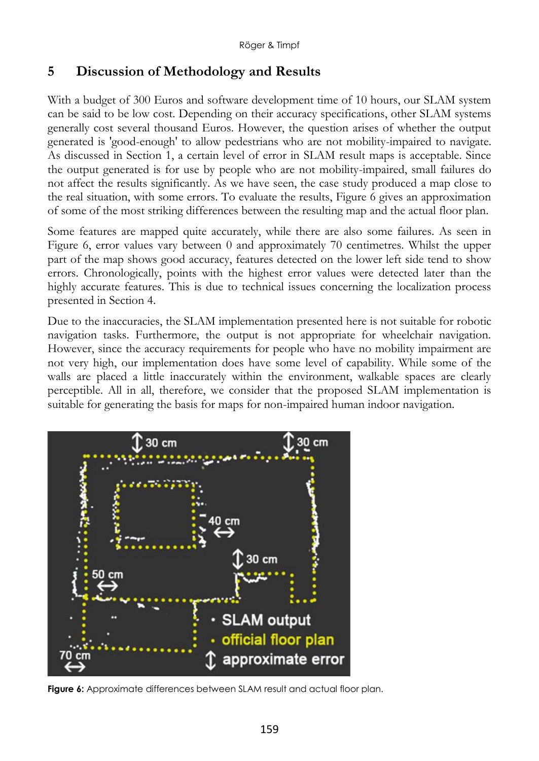## 5 Discussion of Methodology and Results

With a budget of 300 Euros and software development time of 10 hours, our SLAM system can be said to be low cost. Depending on their accuracy specifications, other SLAM systems generally cost several thousand Euros. However, the question arises of whether the output generated is 'good-enough' to allow pedestrians who are not mobility-impaired to navigate. As discussed in Section 1, a certain level of error in SLAM result maps is acceptable. Since the output generated is for use by people who are not mobility-impaired, small failures do not affect the results significantly. As we have seen, the case study produced a map close to the real situation, with some errors. To evaluate the results, Figure 6 gives an approximation of some of the most striking differences between the resulting map and the actual floor plan.

Some features are mapped quite accurately, while there are also some failures. As seen in Figure 6, error values vary between 0 and approximately 70 centimetres. Whilst the upper part of the map shows good accuracy, features detected on the lower left side tend to show errors. Chronologically, points with the highest error values were detected later than the highly accurate features. This is due to technical issues concerning the localization process presented in Section 4.

Due to the inaccuracies, the SLAM implementation presented here is not suitable for robotic navigation tasks. Furthermore, the output is not appropriate for wheelchair navigation. However, since the accuracy requirements for people who have no mobility impairment are not very high, our implementation does have some level of capability. While some of the walls are placed a little inaccurately within the environment, walkable spaces are clearly perceptible. All in all, therefore, we consider that the proposed SLAM implementation is suitable for generating the basis for maps for non-impaired human indoor navigation.

**Figure 6:** Approximate differences between SLAM result and actual floor plan.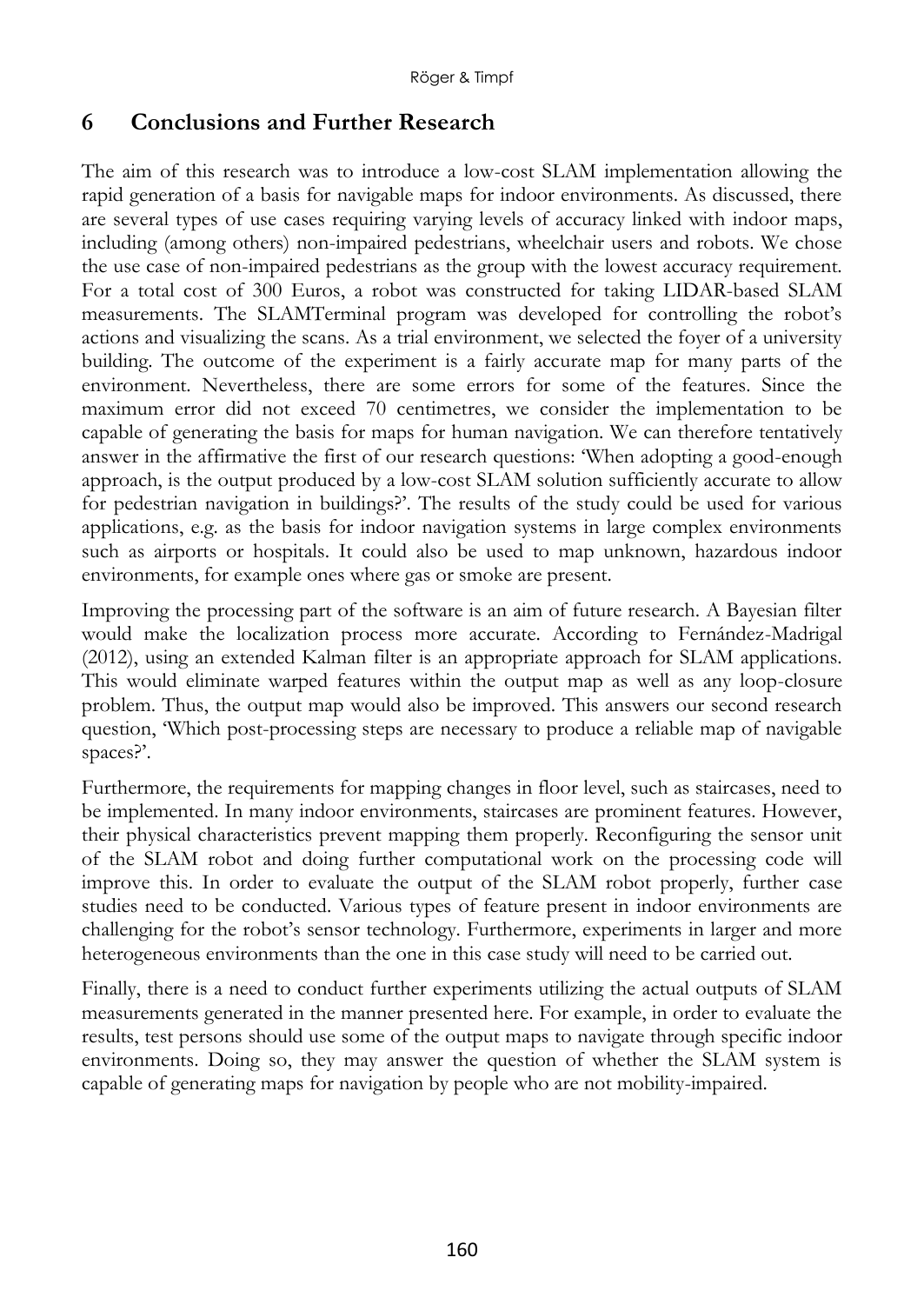## 6 Conclusions and Further Research

The aim of this research was to introduce a low-cost SLAM implementation allowing the rapid generation of a basis for navigable maps for indoor environments. As discussed, there are several types of use cases requiring varying levels of accuracy linked with indoor maps, including (among others) non-impaired pedestrians, wheelchair users and robots. We chose the use case of non-impaired pedestrians as the group with the lowest accuracy requirement. For a total cost of 300 Euros, a robot was constructed for taking LIDAR-based SLAM measurements. The SLAMTerminal program was developed for controlling the robot's actions and visualizing the scans. As a trial environment, we selected the foyer of a university building. The outcome of the experiment is a fairly accurate map for many parts of the environment. Nevertheless, there are some errors for some of the features. Since the maximum error did not exceed 70 centimetres, we consider the implementation to be capable of generating the basis for maps for human navigation. We can therefore tentatively answer in the affirmative the first of our research questions: 'When adopting a good-enough approach, is the output produced by a low-cost SLAM solution sufficiently accurate to allow for pedestrian navigation in buildings?'. The results of the study could be used for various applications, e.g. as the basis for indoor navigation systems in large complex environments such as airports or hospitals. It could also be used to map unknown, hazardous indoor environments, for example ones where gas or smoke are present.

Improving the processing part of the software is an aim of future research. A Bayesian filter would make the localization process more accurate. According to Fernández-Madrigal (2012), using an extended Kalman filter is an appropriate approach for SLAM applications. This would eliminate warped features within the output map as well as any loop-closure problem. Thus, the output map would also be improved. This answers our second research question, 'Which post-processing steps are necessary to produce a reliable map of navigable spaces?'.

Furthermore, the requirements for mapping changes in floor level, such as staircases, need to be implemented. In many indoor environments, staircases are prominent features. However, their physical characteristics prevent mapping them properly. Reconfiguring the sensor unit of the SLAM robot and doing further computational work on the processing code will improve this. In order to evaluate the output of the SLAM robot properly, further case studies need to be conducted. Various types of feature present in indoor environments are challenging for the robot's sensor technology. Furthermore, experiments in larger and more heterogeneous environments than the one in this case study will need to be carried out.

Finally, there is a need to conduct further experiments utilizing the actual outputs of SLAM measurements generated in the manner presented here. For example, in order to evaluate the results, test persons should use some of the output maps to navigate through specific indoor environments. Doing so, they may answer the question of whether the SLAM system is capable of generating maps for navigation by people who are not mobility-impaired.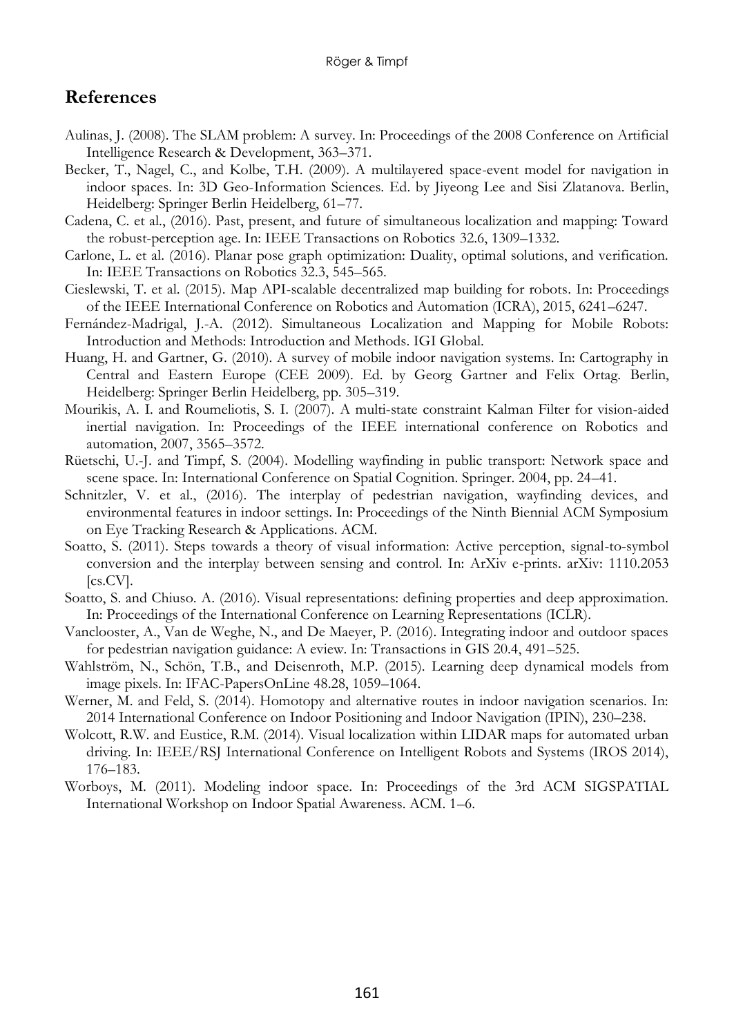## References

Aulinas, J. (2008). The SLAM problem: A survey. In: Proceedings of the 2008 Conference on Artificial Intelligence Research & Development, 363–371.

Becker, T., Nagel, C., and Kolbe, T.H. (2009). A multilayered space-event model for navigation in indoor spaces. In: 3D Geo-Information Sciences. Ed. by Jiyeong Lee and Sisi Zlatanova. Berlin, Heidelberg: Springer Berlin Heidelberg, 61–77.

Cadena, C. et al., (2016). Past, present, and future of simultaneous localization and mapping: Toward the robust-perception age. In: IEEE Transactions on Robotics 32.6, 1309–1332.

Carlone, L. et al. (2016). Planar pose graph optimization: Duality, optimal solutions, and verification. In: IEEE Transactions on Robotics 32.3, 545–565.

Cieslewski, T. et al. (2015). Map API-scalable decentralized map building for robots. In: Proceedings of the IEEE International Conference on Robotics and Automation (ICRA), 2015, 6241–6247.

Fernández-Madrigal, J.-A. (2012). Simultaneous Localization and Mapping for Mobile Robots: Introduction and Methods: Introduction and Methods. IGI Global.

Huang, H. and Gartner, G. (2010). A survey of mobile indoor navigation systems. In: Cartography in Central and Eastern Europe (CEE 2009). Ed. by Georg Gartner and Felix Ortag. Berlin, Heidelberg: Springer Berlin Heidelberg, pp. 305–319.

Mourikis, A. I. and Roumeliotis, S. I. (2007). A multi-state constraint Kalman Filter for vision-aided inertial navigation. In: Proceedings of the IEEE international conference on Robotics and automation, 2007, 3565–3572.

Rüetschi, U.-J. and Timpf, S. (2004). Modelling wayfinding in public transport: Network space and scene space. In: International Conference on Spatial Cognition. Springer. 2004, pp. 24–41.

Schnitzler, V. et al., (2016). The interplay of pedestrian navigation, wayfinding devices, and environmental features in indoor settings. In: Proceedings of the Ninth Biennial ACM Symposium on Eye Tracking Research & Applications. ACM.

Soatto, S. (2011). Steps towards a theory of visual information: Active perception, signal-to-symbol conversion and the interplay between sensing and control. In: ArXiv e-prints. arXiv: 1110.2053 [cs.CV].

Soatto, S. and Chiuso. A. (2016). Visual representations: defining properties and deep approximation. In: Proceedings of the International Conference on Learning Representations (ICLR).

Vanclooster, A., Van de Weghe, N., and De Maeyer, P. (2016). Integrating indoor and outdoor spaces for pedestrian navigation guidance: A eview. In: Transactions in GIS 20.4, 491–525.

Wahlström, N., Schön, T.B., and Deisenroth, M.P. (2015). Learning deep dynamical models from image pixels. In: IFAC-PapersOnLine 48.28, 1059–1064.

Werner, M. and Feld, S. (2014). Homotopy and alternative routes in indoor navigation scenarios. In: 2014 International Conference on Indoor Positioning and Indoor Navigation (IPIN), 230–238.

Wolcott, R.W. and Eustice, R.M. (2014). Visual localization within LIDAR maps for automated urban driving. In: IEEE/RSJ International Conference on Intelligent Robots and Systems (IROS 2014), 176–183.

Worboys, M. (2011). Modeling indoor space. In: Proceedings of the 3rd ACM SIGSPATIAL International Workshop on Indoor Spatial Awareness. ACM. 1–6.